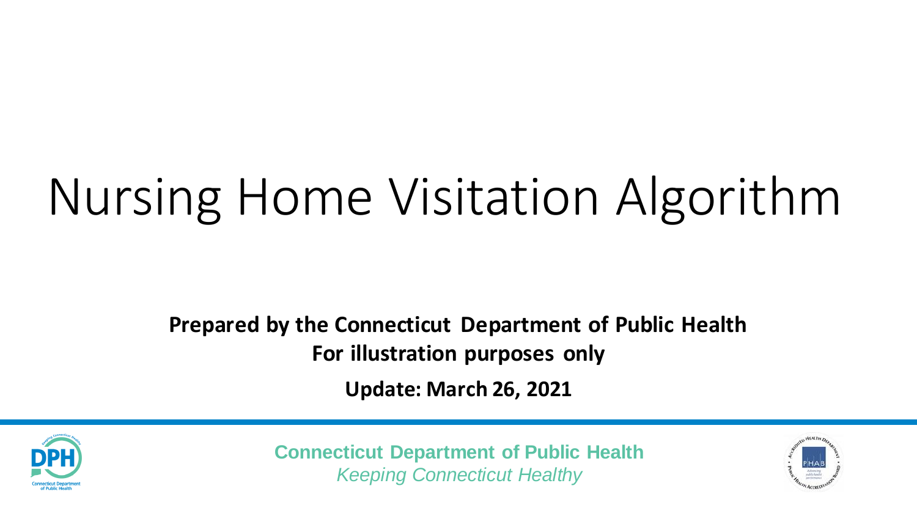# Nursing Home Visitation Algorithm

**Prepared by the Connecticut Department of Public Health**
**For illustration purposes only**

**Update: March 26, 2021**

**Connecticut Department of Public Health**
*Keeping Connecticut Healthy*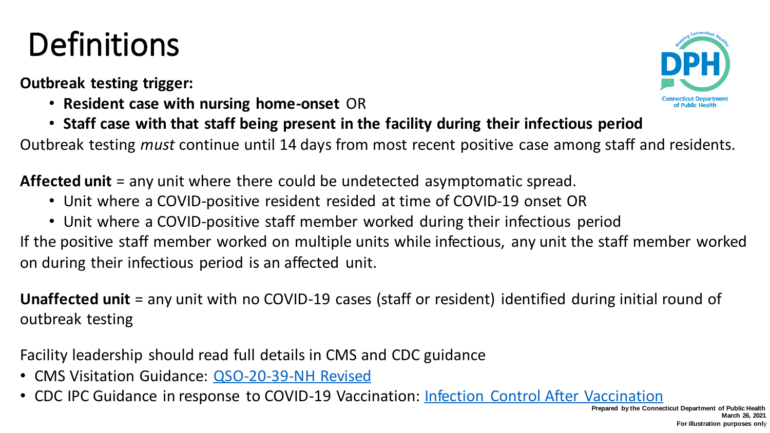# Definitions

**Outbreak testing trigger:**

- **Resident case with nursing home-onset** OR
- **Staff case with that staff being present in the facility during their infectious period**

Outbreak testing *must* continue until 14 days from most recent positive case among staff and residents.

**Affected unit** = any unit where there could be undetected asymptomatic spread.

- Unit where a COVID-positive resident resided at time of COVID-19 onset OR
- Unit where a COVID-positive staff member worked during their infectious period

If the positive staff member worked on multiple units while infectious, any unit the staff member worked on during their infectious period is an affected unit.

**Unaffected unit** = any unit with no COVID-19 cases (staff or resident) identified during initial round of outbreak testing

Facility leadership should read full details in CMS and CDC guidance

- CMS Visitation Guidance: [QSO-20-39-NH Revised]()
- CDC IPC Guidance in response to COVID-19 Vaccination: [Infection Control After Vaccination]()

**Prepared by the Connecticut Department of Public Health**
**March 26, 2021**
**For illustration purposes only**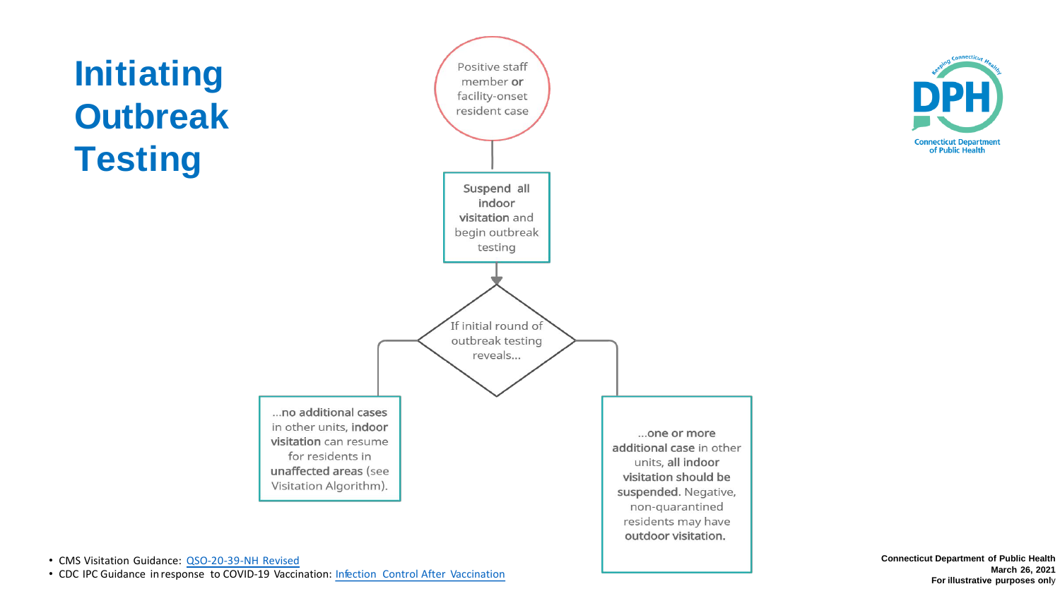# Initiating Outbreak Testing

Positive staff member **or** facility-onset resident case

**Suspend all indoor visitation** and begin outbreak testing

If initial round of outbreak testing reveals…

…**no additional cases** in other units, **indoor visitation** can resume for residents in **unaffected areas** (see Visitation Algorithm).

…**one or more additional case** in other units, **all indoor visitation should be suspended.** Negative, non-quarantined residents may have **outdoor visitation.**

- CMS Visitation Guidance: QSO-20-39-NH Revised
- CDC IPC Guidance in response to COVID-19 Vaccination: Infection Control After Vaccination

**Connecticut Department of Public Health**
**March 26, 2021**
**For illustrative purposes only**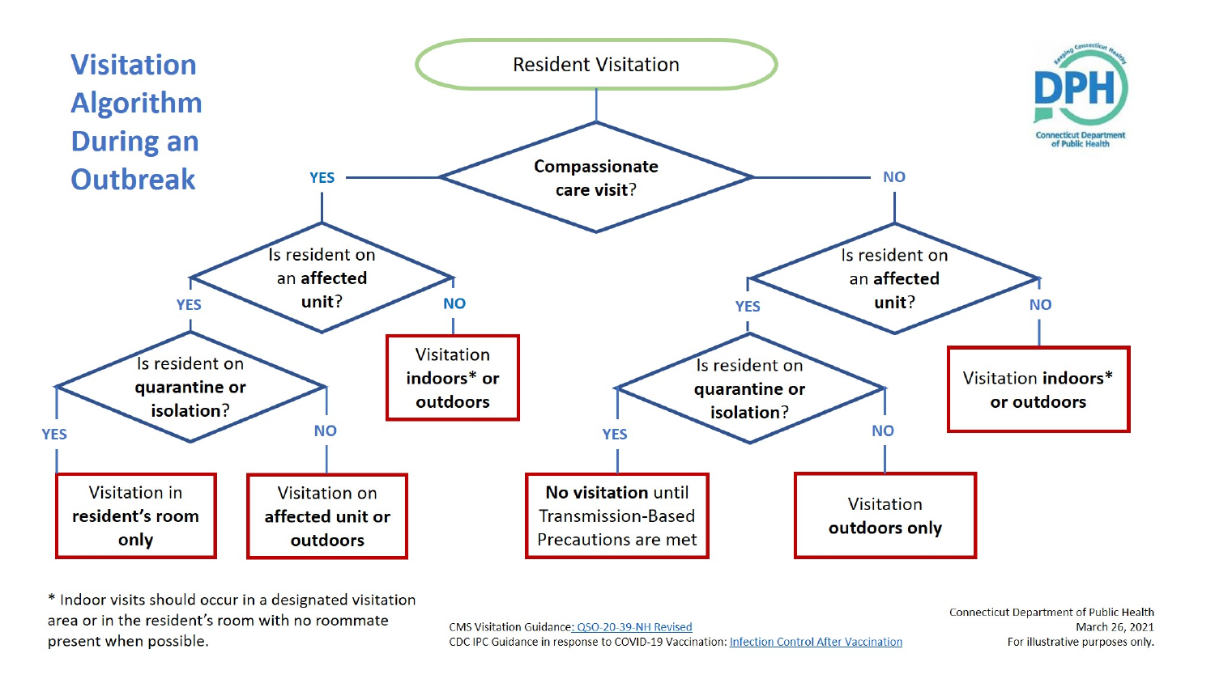# Visitation Algorithm During an Outbreak

Resident Visitation

Compassionate care visit?

YES

Is resident on an **affected** unit?

YES

Is resident on **quarantine or isolation**?

YES

Visitation in **resident's room only**

NO

Visitation on **affected unit or outdoors**

NO

Visitation **indoors* or outdoors**

NO

Is resident on an **affected** unit?

YES

Is resident on **quarantine or isolation**?

YES

**No visitation** until Transmission-Based Precautions are met

NO

Visitation **outdoors only**

NO

Visitation **indoors* or outdoors**

\* Indoor visits should occur in a designated visitation area or in the resident's room with no roommate present when possible.

CMS Visitation Guidance: QSO-20-39-NH Revised

CDC IPC Guidance in response to COVID-19 Vaccination: Infection Control After Vaccination

Connecticut Department of Public Health
March 26, 2021
For illustrative purposes only.